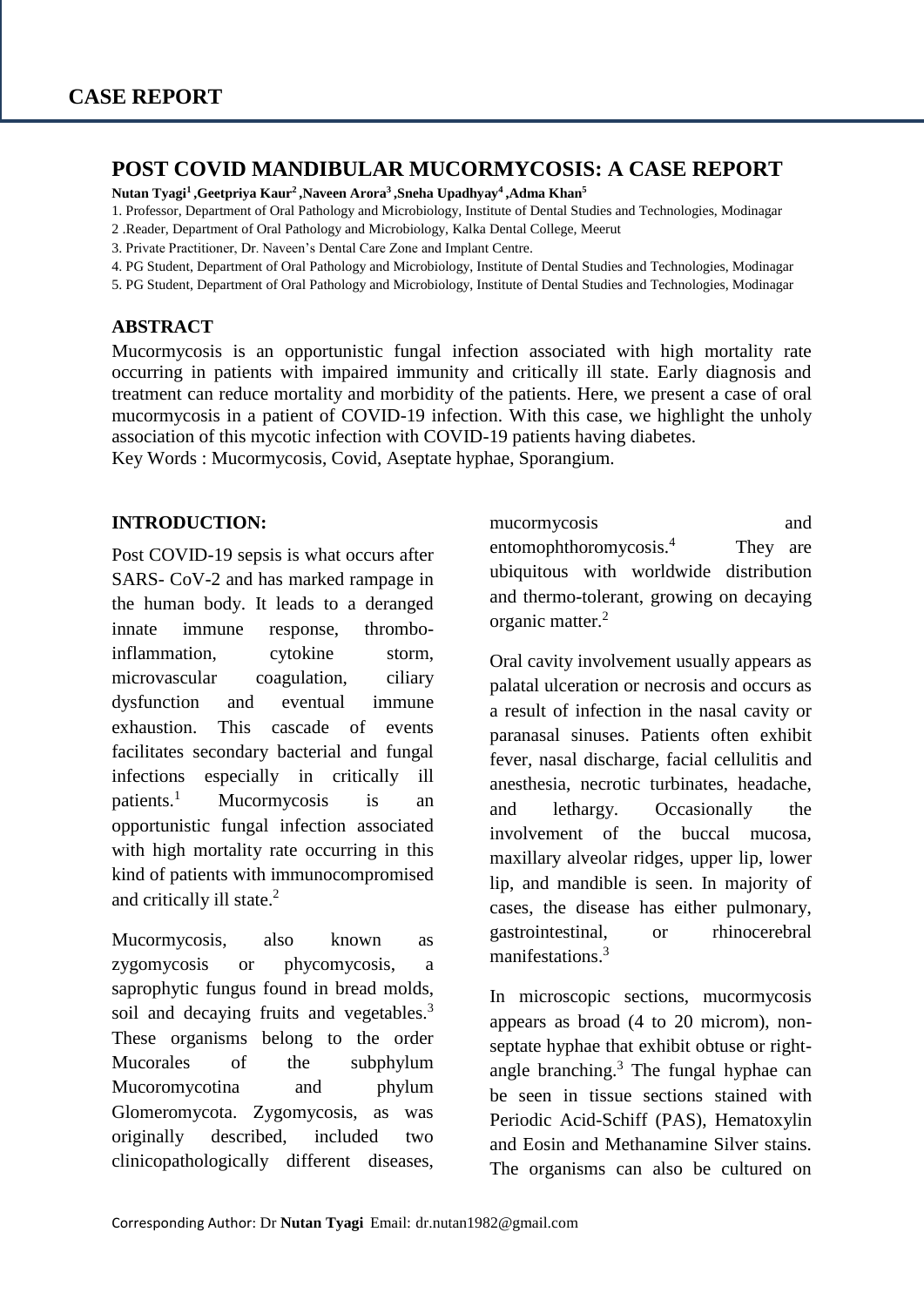## CASE REPORT

# POST COVID MANDIBULAR MUCORMYCOSIS: A CASE REPORT

**Nutan Tyagi[1] ,Geetpriya Kaur[2] ,Naveen Arora[3] ,Sneha Upadhyay[4] ,Adma Khan[5]**

1. Professor, Department of Oral Pathology and Microbiology, Institute of Dental Studies and Technologies, Modinagar
2. Reader, Department of Oral Pathology and Microbiology, Kalka Dental College, Meerut
3. Private Practitioner, Dr. Naveen's Dental Care Zone and Implant Centre.
4. PG Student, Department of Oral Pathology and Microbiology, Institute of Dental Studies and Technologies, Modinagar
5. PG Student, Department of Oral Pathology and Microbiology, Institute of Dental Studies and Technologies, Modinagar

## ABSTRACT

Mucormycosis is an opportunistic fungal infection associated with high mortality rate occurring in patients with impaired immunity and critically ill state. Early diagnosis and treatment can reduce mortality and morbidity of the patients. Here, we present a case of oral mucormycosis in a patient of COVID-19 infection. With this case, we highlight the unholy association of this mycotic infection with COVID-19 patients having diabetes.

Key Words : Mucormycosis, Covid, Aseptate hyphae, Sporangium.

## INTRODUCTION:

Post COVID-19 sepsis is what occurs after SARS- CoV-2 and has marked rampage in the human body. It leads to a deranged innate immune response, thrombo-inflammation, cytokine storm, microvascular coagulation, ciliary dysfunction and eventual immune exhaustion. This cascade of events facilitates secondary bacterial and fungal infections especially in critically ill patients.[1] Mucormycosis is an opportunistic fungal infection associated with high mortality rate occurring in this kind of patients with immunocompromised and critically ill state.[2]

Mucormycosis, also known as zygomycosis or phycomycosis, a saprophytic fungus found in bread molds, soil and decaying fruits and vegetables.[3] These organisms belong to the order Mucorales of the subphylum Mucoromycotina and phylum Glomeromycota. Zygomycosis, as was originally described, included two clinicopathologically different diseases, mucormycosis and entomophthoromycosis.[4] They are ubiquitous with worldwide distribution and thermo-tolerant, growing on decaying organic matter.[2]

Oral cavity involvement usually appears as palatal ulceration or necrosis and occurs as a result of infection in the nasal cavity or paranasal sinuses. Patients often exhibit fever, nasal discharge, facial cellulitis and anesthesia, necrotic turbinates, headache, and lethargy. Occasionally the involvement of the buccal mucosa, maxillary alveolar ridges, upper lip, lower lip, and mandible is seen. In majority of cases, the disease has either pulmonary, gastrointestinal, or rhinocerebral manifestations.[3]

In microscopic sections, mucormycosis appears as broad (4 to 20 microm), non-septate hyphae that exhibit obtuse or right-angle branching.[3] The fungal hyphae can be seen in tissue sections stained with Periodic Acid-Schiff (PAS), Hematoxylin and Eosin and Methanamine Silver stains. The organisms can also be cultured on

Corresponding Author: Dr **Nutan Tyagi** Email: dr.nutan1982@gmail.com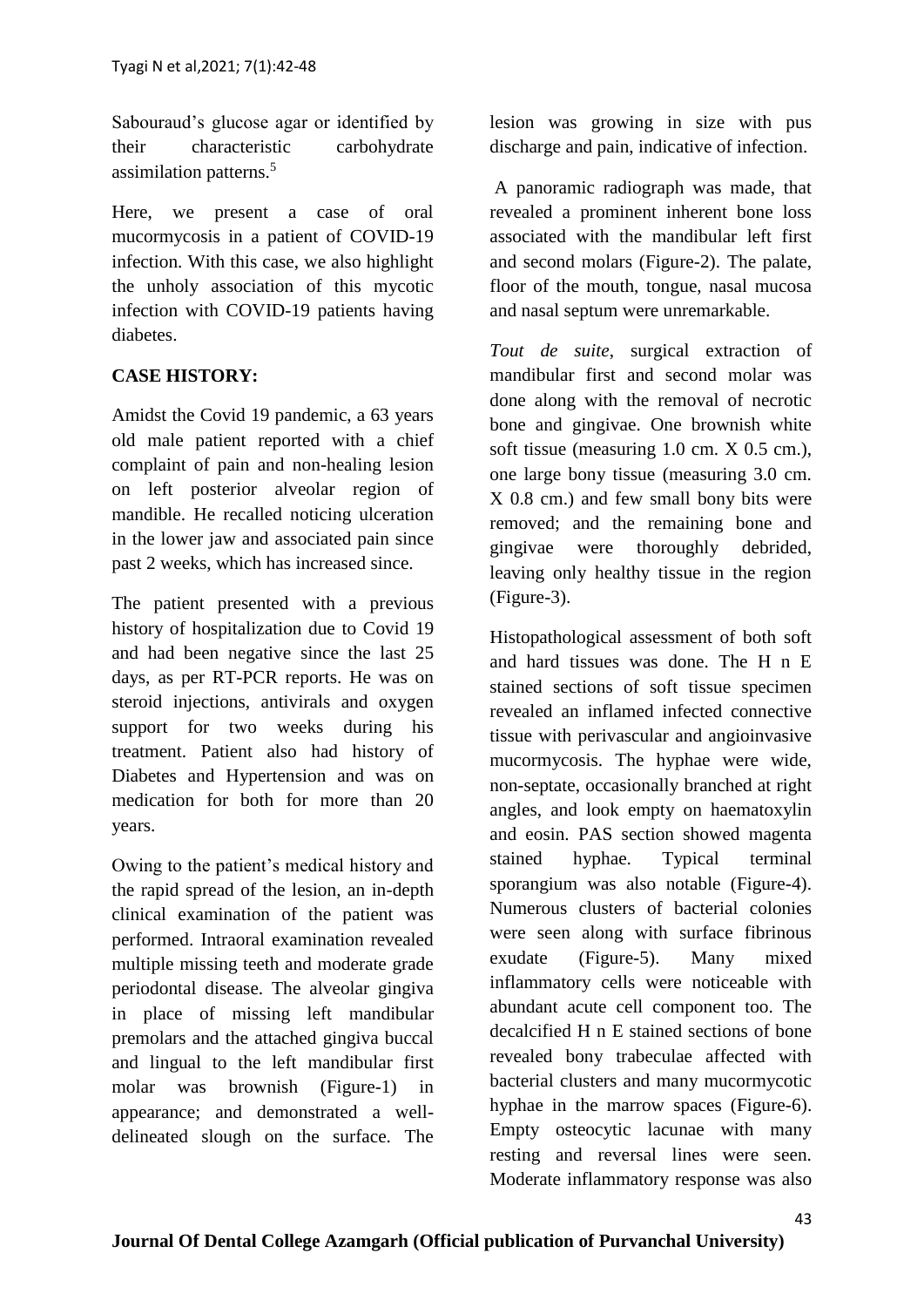Sabouraud's glucose agar or identified by their characteristic carbohydrate assimilation patterns.[5]

Here, we present a case of oral mucormycosis in a patient of COVID-19 infection. With this case, we also highlight the unholy association of this mycotic infection with COVID-19 patients having diabetes.

**CASE HISTORY:**

Amidst the Covid 19 pandemic, a 63 years old male patient reported with a chief complaint of pain and non-healing lesion on left posterior alveolar region of mandible. He recalled noticing ulceration in the lower jaw and associated pain since past 2 weeks, which has increased since.

The patient presented with a previous history of hospitalization due to Covid 19 and had been negative since the last 25 days, as per RT-PCR reports. He was on steroid injections, antivirals and oxygen support for two weeks during his treatment. Patient also had history of Diabetes and Hypertension and was on medication for both for more than 20 years.

Owing to the patient's medical history and the rapid spread of the lesion, an in-depth clinical examination of the patient was performed. Intraoral examination revealed multiple missing teeth and moderate grade periodontal disease. The alveolar gingiva in place of missing left mandibular premolars and the attached gingiva buccal and lingual to the left mandibular first molar was brownish (Figure-1) in appearance; and demonstrated a well-delineated slough on the surface. The lesion was growing in size with pus discharge and pain, indicative of infection.

A panoramic radiograph was made, that revealed a prominent inherent bone loss associated with the mandibular left first and second molars (Figure-2). The palate, floor of the mouth, tongue, nasal mucosa and nasal septum were unremarkable.

*Tout de suite*, surgical extraction of mandibular first and second molar was done along with the removal of necrotic bone and gingivae. One brownish white soft tissue (measuring 1.0 cm. X 0.5 cm.), one large bony tissue (measuring 3.0 cm. X 0.8 cm.) and few small bony bits were removed; and the remaining bone and gingivae were thoroughly debrided, leaving only healthy tissue in the region (Figure-3).

Histopathological assessment of both soft and hard tissues was done. The H n E stained sections of soft tissue specimen revealed an inflamed infected connective tissue with perivascular and angioinvasive mucormycosis. The hyphae were wide, non-septate, occasionally branched at right angles, and look empty on haematoxylin and eosin. PAS section showed magenta stained hyphae. Typical terminal sporangium was also notable (Figure-4). Numerous clusters of bacterial colonies were seen along with surface fibrinous exudate (Figure-5). Many mixed inflammatory cells were noticeable with abundant acute cell component too. The decalcified H n E stained sections of bone revealed bony trabeculae affected with bacterial clusters and many mucormycotic hyphae in the marrow spaces (Figure-6). Empty osteocytic lacunae with many resting and reversal lines were seen. Moderate inflammatory response was also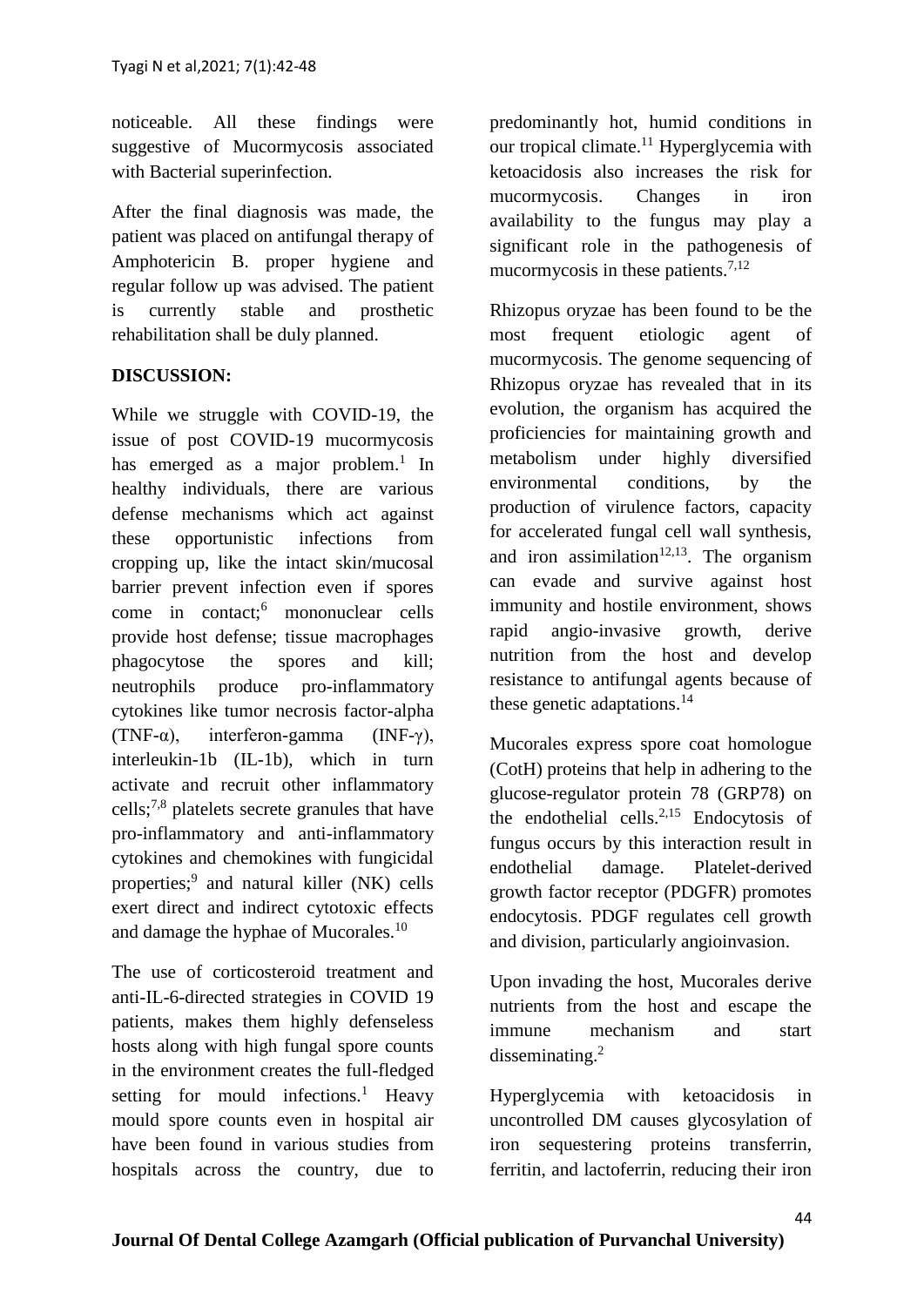noticeable. All these findings were suggestive of Mucormycosis associated with Bacterial superinfection.

After the final diagnosis was made, the patient was placed on antifungal therapy of Amphotericin B. proper hygiene and regular follow up was advised. The patient is currently stable and prosthetic rehabilitation shall be duly planned.

## DISCUSSION:

While we struggle with COVID-19, the issue of post COVID-19 mucormycosis has emerged as a major problem.[1] In healthy individuals, there are various defense mechanisms which act against these opportunistic infections from cropping up, like the intact skin/mucosal barrier prevent infection even if spores come in contact;[6] mononuclear cells provide host defense; tissue macrophages phagocytose the spores and kill; neutrophils produce pro-inflammatory cytokines like tumor necrosis factor-alpha (TNF-α), interferon-gamma (INF-γ), interleukin-1b (IL-1b), which in turn activate and recruit other inflammatory cells;[7,8] platelets secrete granules that have pro-inflammatory and anti-inflammatory cytokines and chemokines with fungicidal properties;[9] and natural killer (NK) cells exert direct and indirect cytotoxic effects and damage the hyphae of Mucorales.[10]

The use of corticosteroid treatment and anti-IL-6-directed strategies in COVID 19 patients, makes them highly defenseless hosts along with high fungal spore counts in the environment creates the full-fledged setting for mould infections.[1] Heavy mould spore counts even in hospital air have been found in various studies from hospitals across the country, due to predominantly hot, humid conditions in our tropical climate.[11] Hyperglycemia with ketoacidosis also increases the risk for mucormycosis. Changes in iron availability to the fungus may play a significant role in the pathogenesis of mucormycosis in these patients.[7,12]

Rhizopus oryzae has been found to be the most frequent etiologic agent of mucormycosis. The genome sequencing of Rhizopus oryzae has revealed that in its evolution, the organism has acquired the proficiencies for maintaining growth and metabolism under highly diversified environmental conditions, by the production of virulence factors, capacity for accelerated fungal cell wall synthesis, and iron assimilation[12,13]. The organism can evade and survive against host immunity and hostile environment, shows rapid angio-invasive growth, derive nutrition from the host and develop resistance to antifungal agents because of these genetic adaptations.[14]

Mucorales express spore coat homologue (CotH) proteins that help in adhering to the glucose-regulator protein 78 (GRP78) on the endothelial cells.[2,15] Endocytosis of fungus occurs by this interaction result in endothelial damage. Platelet-derived growth factor receptor (PDGFR) promotes endocytosis. PDGF regulates cell growth and division, particularly angioinvasion.

Upon invading the host, Mucorales derive nutrients from the host and escape the immune mechanism and start disseminating.[2]

Hyperglycemia with ketoacidosis in uncontrolled DM causes glycosylation of iron sequestering proteins transferrin, ferritin, and lactoferrin, reducing their iron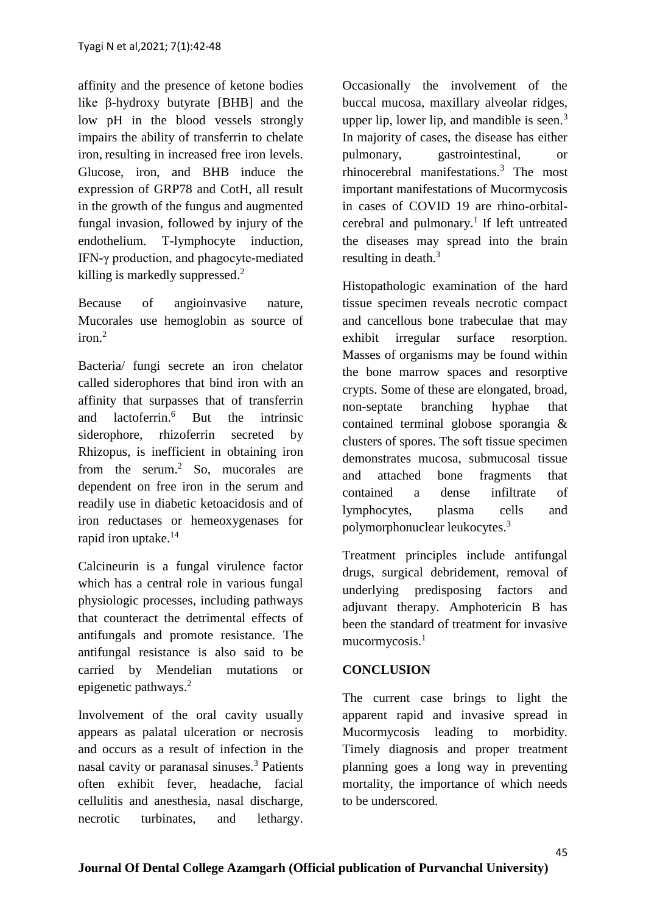affinity and the presence of ketone bodies like β-hydroxy butyrate [BHB] and the low pH in the blood vessels strongly impairs the ability of transferrin to chelate iron, resulting in increased free iron levels. Glucose, iron, and BHB induce the expression of GRP78 and CotH, all result in the growth of the fungus and augmented fungal invasion, followed by injury of the endothelium. T-lymphocyte induction, IFN-γ production, and phagocyte-mediated killing is markedly suppressed.[2]

Because of angioinvasive nature, Mucorales use hemoglobin as source of iron.[2]

Bacteria/ fungi secrete an iron chelator called siderophores that bind iron with an affinity that surpasses that of transferrin and lactoferrin.[6] But the intrinsic siderophore, rhizoferrin secreted by Rhizopus, is inefficient in obtaining iron from the serum.[2] So, mucorales are dependent on free iron in the serum and readily use in diabetic ketoacidosis and of iron reductases or hemeoxygenases for rapid iron uptake.[14]

Calcineurin is a fungal virulence factor which has a central role in various fungal physiologic processes, including pathways that counteract the detrimental effects of antifungals and promote resistance. The antifungal resistance is also said to be carried by Mendelian mutations or epigenetic pathways.[2]

Involvement of the oral cavity usually appears as palatal ulceration or necrosis and occurs as a result of infection in the nasal cavity or paranasal sinuses.[3] Patients often exhibit fever, headache, facial cellulitis and anesthesia, nasal discharge, necrotic turbinates, and lethargy. Occasionally the involvement of the buccal mucosa, maxillary alveolar ridges, upper lip, lower lip, and mandible is seen.[3] In majority of cases, the disease has either pulmonary, gastrointestinal, or rhinocerebral manifestations.[3] The most important manifestations of Mucormycosis in cases of COVID 19 are rhino-orbital-cerebral and pulmonary.[1] If left untreated the diseases may spread into the brain resulting in death.[3]

Histopathologic examination of the hard tissue specimen reveals necrotic compact and cancellous bone trabeculae that may exhibit irregular surface resorption. Masses of organisms may be found within the bone marrow spaces and resorptive crypts. Some of these are elongated, broad, non-septate branching hyphae that contained terminal globose sporangia & clusters of spores. The soft tissue specimen demonstrates mucosa, submucosal tissue and attached bone fragments that contained a dense infiltrate of lymphocytes, plasma cells and polymorphonuclear leukocytes.[3]

Treatment principles include antifungal drugs, surgical debridement, removal of underlying predisposing factors and adjuvant therapy. Amphotericin B has been the standard of treatment for invasive mucormycosis.[1]

## CONCLUSION

The current case brings to light the apparent rapid and invasive spread in Mucormycosis leading to morbidity. Timely diagnosis and proper treatment planning goes a long way in preventing mortality, the importance of which needs to be underscored.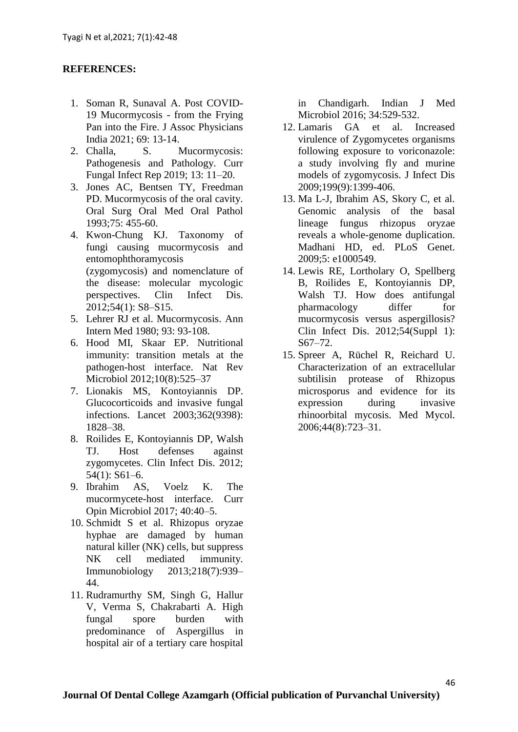**REFERENCES:**

1. Soman R, Sunaval A. Post COVID-19 Mucormycosis - from the Frying Pan into the Fire. J Assoc Physicians India 2021; 69: 13-14.
2. Challa, S. Mucormycosis: Pathogenesis and Pathology. Curr Fungal Infect Rep 2019; 13: 11–20.
3. Jones AC, Bentsen TY, Freedman PD. Mucormycosis of the oral cavity. Oral Surg Oral Med Oral Pathol 1993;75: 455-60.
4. Kwon-Chung KJ. Taxonomy of fungi causing mucormycosis and entomophthoramycosis (zygomycosis) and nomenclature of the disease: molecular mycologic perspectives. Clin Infect Dis. 2012;54(1): S8–S15.
5. Lehrer RJ et al. Mucormycosis. Ann Intern Med 1980; 93: 93-108.
6. Hood MI, Skaar EP. Nutritional immunity: transition metals at the pathogen-host interface. Nat Rev Microbiol 2012;10(8):525–37
7. Lionakis MS, Kontoyiannis DP. Glucocorticoids and invasive fungal infections. Lancet 2003;362(9398): 1828–38.
8. Roilides E, Kontoyiannis DP, Walsh TJ. Host defenses against zygomycetes. Clin Infect Dis. 2012; 54(1): S61–6.
9. Ibrahim AS, Voelz K. The mucormycete-host interface. Curr Opin Microbiol 2017; 40:40–5.
10. Schmidt S et al. Rhizopus oryzae hyphae are damaged by human natural killer (NK) cells, but suppress NK cell mediated immunity. Immunobiology 2013;218(7):939–44.
11. Rudramurthy SM, Singh G, Hallur V, Verma S, Chakrabarti A. High fungal spore burden with predominance of Aspergillus in hospital air of a tertiary care hospital in Chandigarh. Indian J Med Microbiol 2016; 34:529-532.
12. Lamaris GA et al. Increased virulence of Zygomycetes organisms following exposure to voriconazole: a study involving fly and murine models of zygomycosis. J Infect Dis 2009;199(9):1399-406.
13. Ma L-J, Ibrahim AS, Skory C, et al. Genomic analysis of the basal lineage fungus rhizopus oryzae reveals a whole-genome duplication. Madhani HD, ed. PLoS Genet. 2009;5: e1000549.
14. Lewis RE, Lortholary O, Spellberg B, Roilides E, Kontoyiannis DP, Walsh TJ. How does antifungal pharmacology differ for mucormycosis versus aspergillosis? Clin Infect Dis. 2012;54(Suppl 1): S67–72.
15. Spreer A, Rüchel R, Reichard U. Characterization of an extracellular subtilisin protease of Rhizopus microsporus and evidence for its expression during invasive rhinoorbital mycosis. Med Mycol. 2006;44(8):723–31.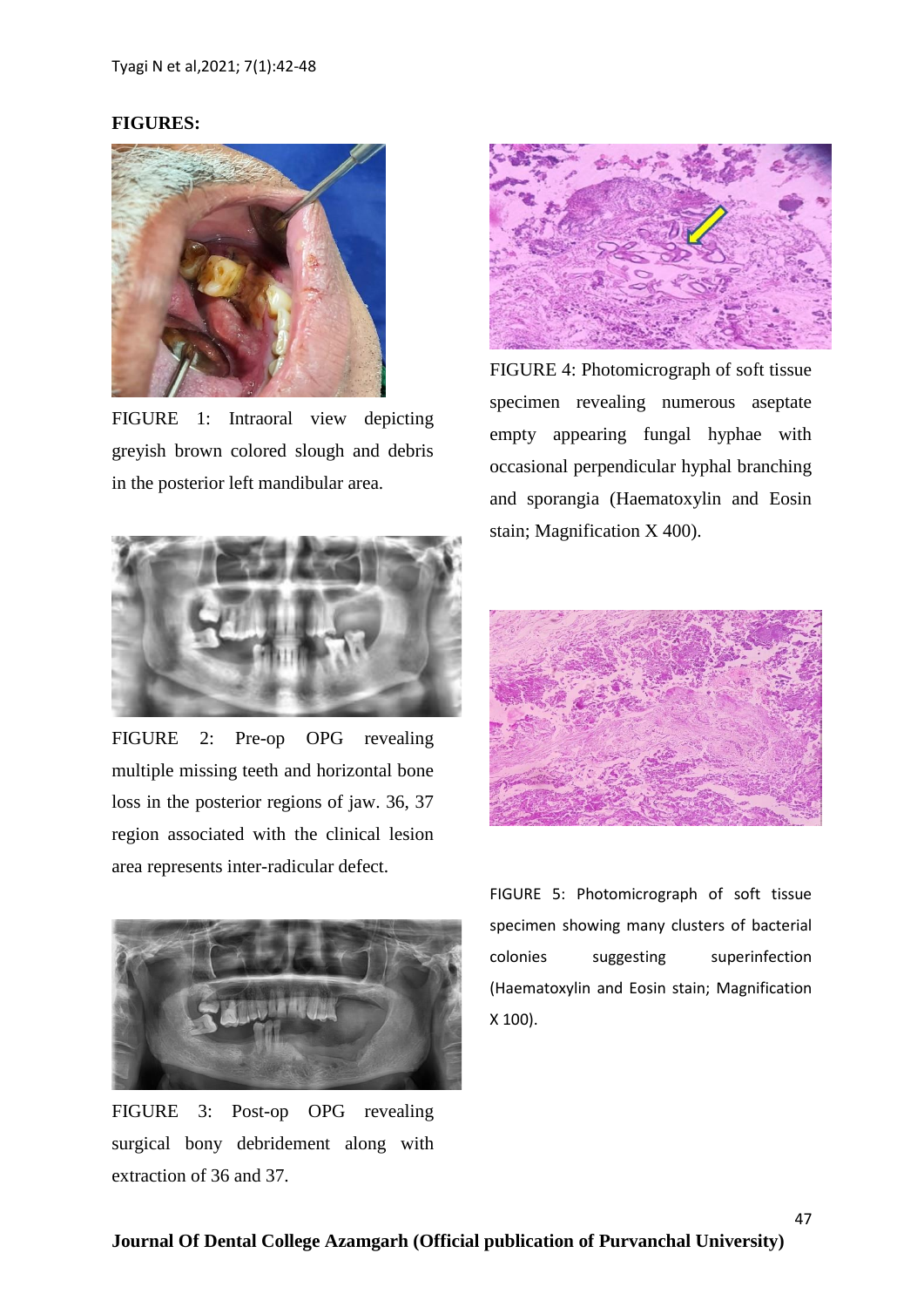**FIGURES:**

FIGURE 1: Intraoral view depicting greyish brown colored slough and debris in the posterior left mandibular area.

FIGURE 2: Pre-op OPG revealing multiple missing teeth and horizontal bone loss in the posterior regions of jaw. 36, 37 region associated with the clinical lesion area represents inter-radicular defect.

FIGURE 3: Post-op OPG revealing surgical bony debridement along with extraction of 36 and 37.

FIGURE 4: Photomicrograph of soft tissue specimen revealing numerous aseptate empty appearing fungal hyphae with occasional perpendicular hyphal branching and sporangia (Haematoxylin and Eosin stain; Magnification X 400).

FIGURE 5: Photomicrograph of soft tissue specimen showing many clusters of bacterial colonies suggesting superinfection (Haematoxylin and Eosin stain; Magnification X 100).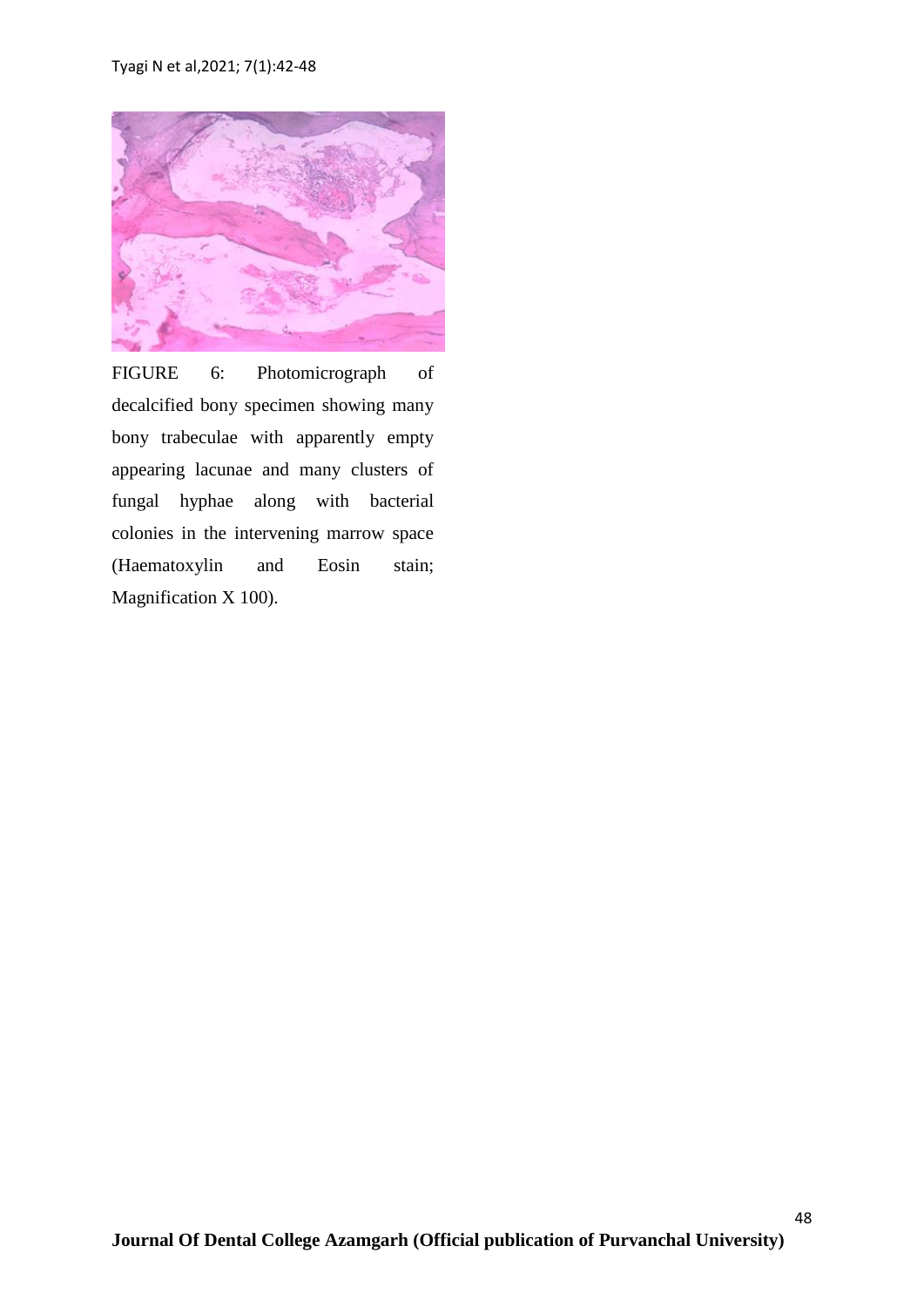FIGURE 6: Photomicrograph of decalcified bony specimen showing many bony trabeculae with apparently empty appearing lacunae and many clusters of fungal hyphae along with bacterial colonies in the intervening marrow space (Haematoxylin and Eosin stain; Magnification X 100).